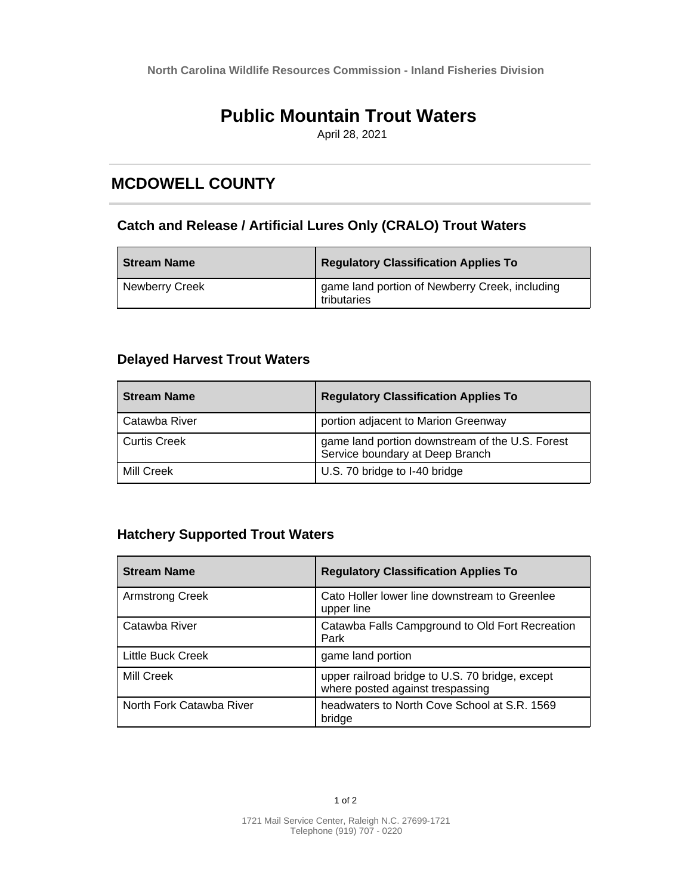North Carolina Wildlife Resources Commission - Inland Fisheries Division

# Public Mountain Trout Waters

April 28, 2021

## MCDOWELL COUNTY

### Catch and Release / Artificial Lures Only (CRALO) Trout Waters

| Stream Name | Regulatory Classification Applies To |
| --- | --- |
| Newberry Creek | game land portion of Newberry Creek, including tributaries |

### Delayed Harvest Trout Waters

| Stream Name | Regulatory Classification Applies To |
| --- | --- |
| Catawba River | portion adjacent to Marion Greenway |
| Curtis Creek | game land portion downstream of the U.S. Forest Service boundary at Deep Branch |
| Mill Creek | U.S. 70 bridge to I-40 bridge |

### Hatchery Supported Trout Waters

| Stream Name | Regulatory Classification Applies To |
| --- | --- |
| Armstrong Creek | Cato Holler lower line downstream to Greenlee upper line |
| Catawba River | Catawba Falls Campground to Old Fort Recreation Park |
| Little Buck Creek | game land portion |
| Mill Creek | upper railroad bridge to U.S. 70 bridge, except where posted against trespassing |
| North Fork Catawba River | headwaters to North Cove School at S.R. 1569 bridge |

1721 Mail Service Center, Raleigh N.C. 27699-1721
Telephone (919) 707 - 0220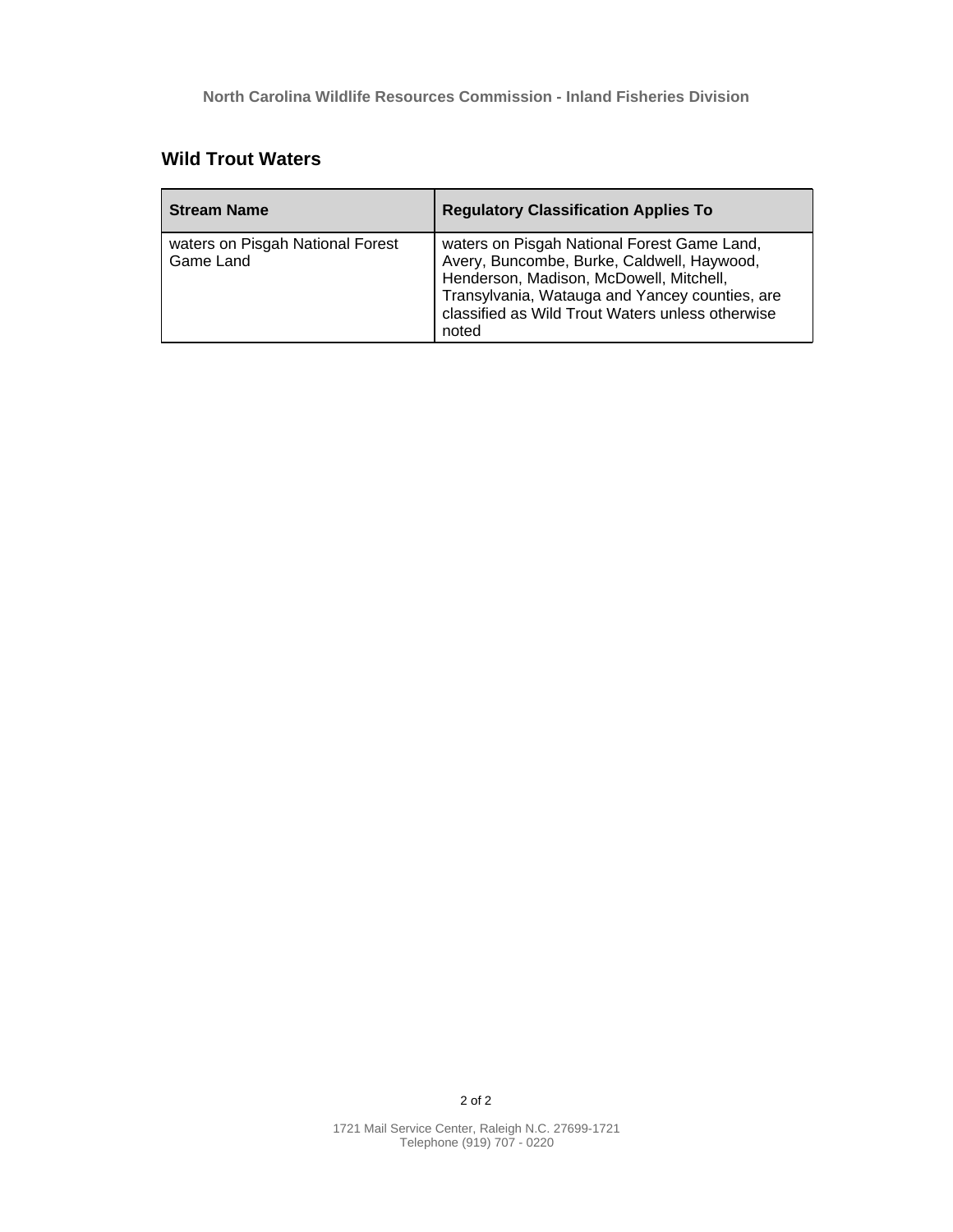## Wild Trout Waters

| Stream Name | Regulatory Classification Applies To |
|---|---|
| waters on Pisgah National Forest Game Land | waters on Pisgah National Forest Game Land, Avery, Buncombe, Burke, Caldwell, Haywood, Henderson, Madison, McDowell, Mitchell, Transylvania, Watauga and Yancey counties, are classified as Wild Trout Waters unless otherwise noted |